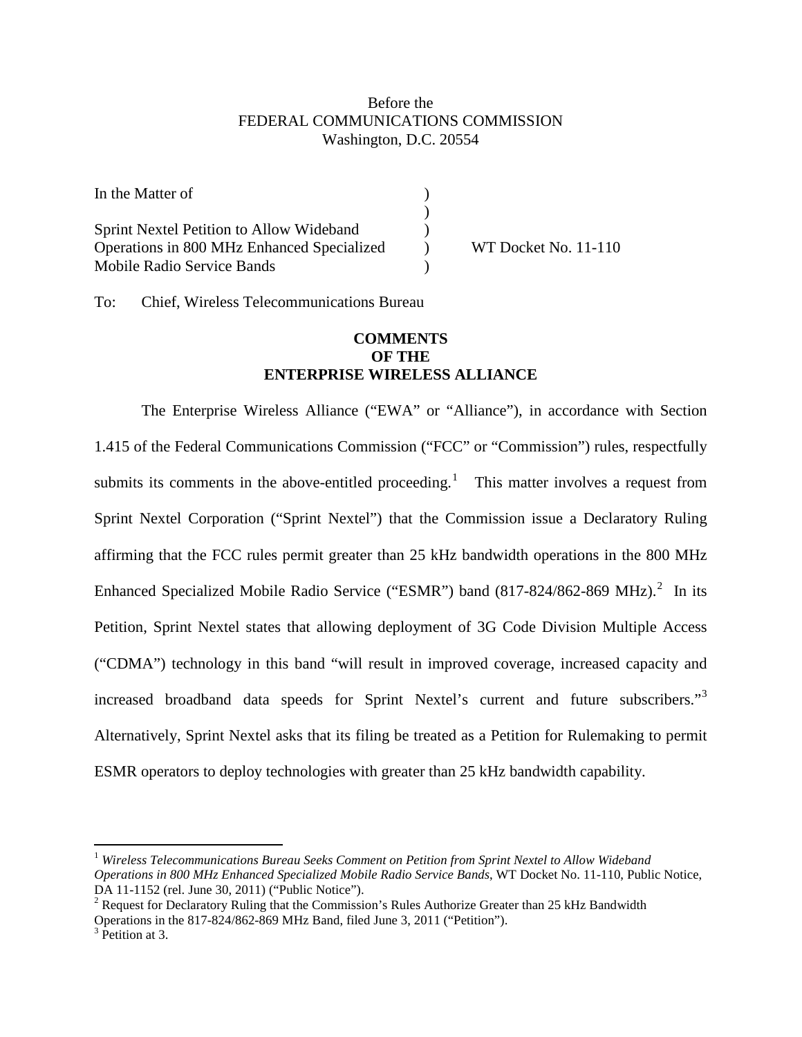Before the
FEDERAL COMMUNICATIONS COMMISSION
Washington, D.C. 20554

| | | |
|---|---|---|
| In the Matter of | ) | |
| | ) | |
| Sprint Nextel Petition to Allow Wideband | ) | |
| Operations in 800 MHz Enhanced Specialized | ) | WT Docket No. 11-110 |
| Mobile Radio Service Bands | ) | |

To: Chief, Wireless Telecommunications Bureau

**COMMENTS
OF THE
ENTERPRISE WIRELESS ALLIANCE**

The Enterprise Wireless Alliance ("EWA" or "Alliance"), in accordance with Section 1.415 of the Federal Communications Commission ("FCC" or "Commission") rules, respectfully submits its comments in the above-entitled proceeding.[1] This matter involves a request from Sprint Nextel Corporation ("Sprint Nextel") that the Commission issue a Declaratory Ruling affirming that the FCC rules permit greater than 25 kHz bandwidth operations in the 800 MHz Enhanced Specialized Mobile Radio Service ("ESMR") band (817-824/862-869 MHz).[2] In its Petition, Sprint Nextel states that allowing deployment of 3G Code Division Multiple Access ("CDMA") technology in this band "will result in improved coverage, increased capacity and increased broadband data speeds for Sprint Nextel's current and future subscribers."[3] Alternatively, Sprint Nextel asks that its filing be treated as a Petition for Rulemaking to permit ESMR operators to deploy technologies with greater than 25 kHz bandwidth capability.

---

[1] *Wireless Telecommunications Bureau Seeks Comment on Petition from Sprint Nextel to Allow Wideband Operations in 800 MHz Enhanced Specialized Mobile Radio Service Bands*, WT Docket No. 11-110, Public Notice, DA 11-1152 (rel. June 30, 2011) ("Public Notice").

[2] Request for Declaratory Ruling that the Commission's Rules Authorize Greater than 25 kHz Bandwidth Operations in the 817-824/862-869 MHz Band, filed June 3, 2011 ("Petition").

[3] Petition at 3.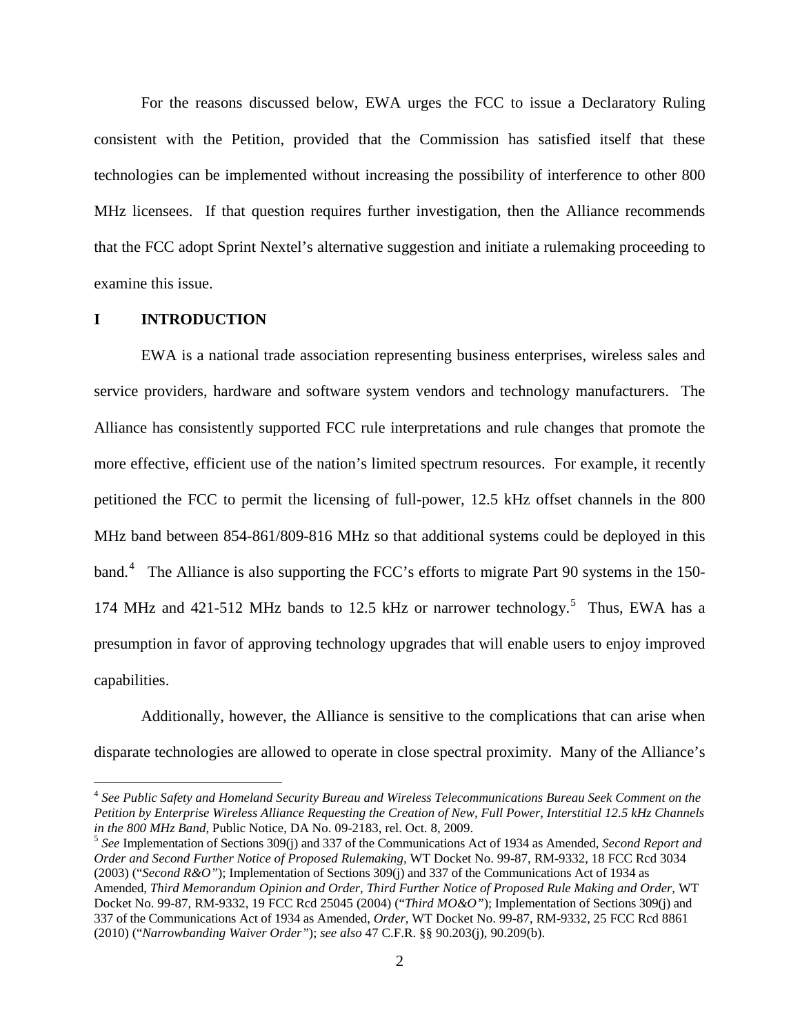For the reasons discussed below, EWA urges the FCC to issue a Declaratory Ruling consistent with the Petition, provided that the Commission has satisfied itself that these technologies can be implemented without increasing the possibility of interference to other 800 MHz licensees. If that question requires further investigation, then the Alliance recommends that the FCC adopt Sprint Nextel's alternative suggestion and initiate a rulemaking proceeding to examine this issue.

## I INTRODUCTION

EWA is a national trade association representing business enterprises, wireless sales and service providers, hardware and software system vendors and technology manufacturers. The Alliance has consistently supported FCC rule interpretations and rule changes that promote the more effective, efficient use of the nation's limited spectrum resources. For example, it recently petitioned the FCC to permit the licensing of full-power, 12.5 kHz offset channels in the 800 MHz band between 854-861/809-816 MHz so that additional systems could be deployed in this band.[4] The Alliance is also supporting the FCC's efforts to migrate Part 90 systems in the 150-174 MHz and 421-512 MHz bands to 12.5 kHz or narrower technology.[5] Thus, EWA has a presumption in favor of approving technology upgrades that will enable users to enjoy improved capabilities.

Additionally, however, the Alliance is sensitive to the complications that can arise when disparate technologies are allowed to operate in close spectral proximity. Many of the Alliance's

---

[4] *See Public Safety and Homeland Security Bureau and Wireless Telecommunications Bureau Seek Comment on the Petition by Enterprise Wireless Alliance Requesting the Creation of New, Full Power, Interstitial 12.5 kHz Channels in the 800 MHz Band,* Public Notice, DA No. 09-2183, rel. Oct. 8, 2009.

[5] *See* Implementation of Sections 309(j) and 337 of the Communications Act of 1934 as Amended, *Second Report and Order and Second Further Notice of Proposed Rulemaking,* WT Docket No. 99-87, RM-9332, 18 FCC Rcd 3034 (2003) ("*Second R&O*"); Implementation of Sections 309(j) and 337 of the Communications Act of 1934 as Amended, *Third Memorandum Opinion and Order, Third Further Notice of Proposed Rule Making and Order,* WT Docket No. 99-87, RM-9332, 19 FCC Rcd 25045 (2004) ("*Third MO&O*"); Implementation of Sections 309(j) and 337 of the Communications Act of 1934 as Amended, *Order,* WT Docket No. 99-87, RM-9332, 25 FCC Rcd 8861 (2010) ("*Narrowbanding Waiver Order*"); *see also* 47 C.F.R. §§ 90.203(j), 90.209(b).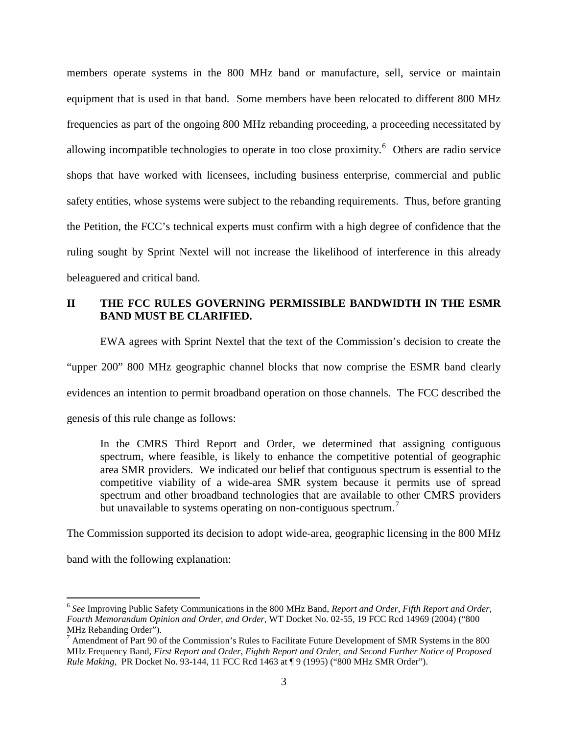members operate systems in the 800 MHz band or manufacture, sell, service or maintain equipment that is used in that band. Some members have been relocated to different 800 MHz frequencies as part of the ongoing 800 MHz rebanding proceeding, a proceeding necessitated by allowing incompatible technologies to operate in too close proximity.[6] Others are radio service shops that have worked with licensees, including business enterprise, commercial and public safety entities, whose systems were subject to the rebanding requirements. Thus, before granting the Petition, the FCC's technical experts must confirm with a high degree of confidence that the ruling sought by Sprint Nextel will not increase the likelihood of interference in this already beleaguered and critical band.

## II THE FCC RULES GOVERNING PERMISSIBLE BANDWIDTH IN THE ESMR BAND MUST BE CLARIFIED.

EWA agrees with Sprint Nextel that the text of the Commission's decision to create the "upper 200" 800 MHz geographic channel blocks that now comprise the ESMR band clearly evidences an intention to permit broadband operation on those channels. The FCC described the genesis of this rule change as follows:

> In the CMRS Third Report and Order, we determined that assigning contiguous spectrum, where feasible, is likely to enhance the competitive potential of geographic area SMR providers. We indicated our belief that contiguous spectrum is essential to the competitive viability of a wide-area SMR system because it permits use of spread spectrum and other broadband technologies that are available to other CMRS providers but unavailable to systems operating on non-contiguous spectrum.[7]

The Commission supported its decision to adopt wide-area, geographic licensing in the 800 MHz band with the following explanation:

---

[6] *See* Improving Public Safety Communications in the 800 MHz Band, *Report and Order, Fifth Report and Order, Fourth Memorandum Opinion and Order, and Order,* WT Docket No. 02-55, 19 FCC Rcd 14969 (2004) ("800 MHz Rebanding Order").

[7] Amendment of Part 90 of the Commission's Rules to Facilitate Future Development of SMR Systems in the 800 MHz Frequency Band, *First Report and Order, Eighth Report and Order, and Second Further Notice of Proposed Rule Making,* PR Docket No. 93-144, 11 FCC Rcd 1463 at ¶ 9 (1995) ("800 MHz SMR Order").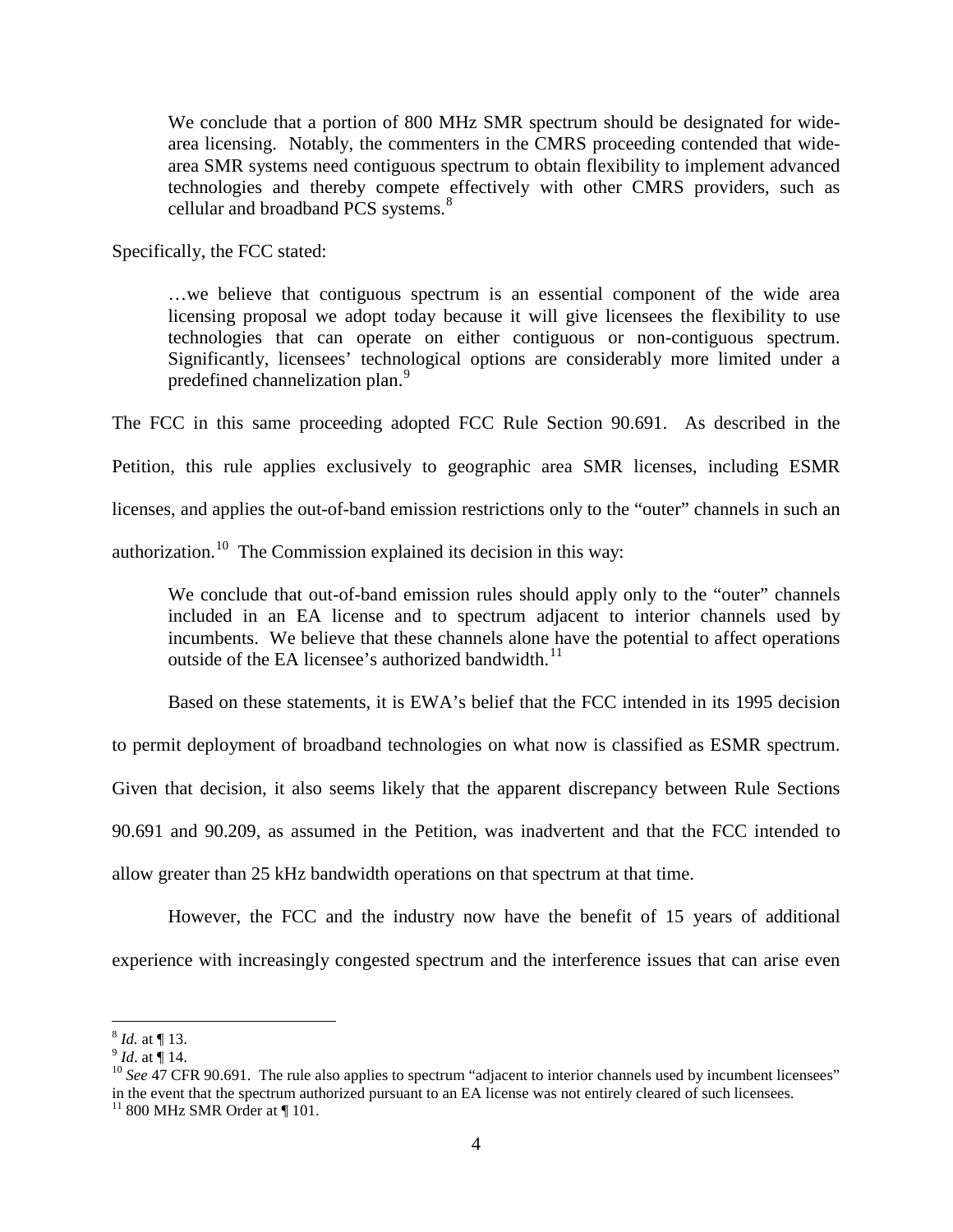> We conclude that a portion of 800 MHz SMR spectrum should be designated for wide-area licensing. Notably, the commenters in the CMRS proceeding contended that wide-area SMR systems need contiguous spectrum to obtain flexibility to implement advanced technologies and thereby compete effectively with other CMRS providers, such as cellular and broadband PCS systems.[8]

Specifically, the FCC stated:

> …we believe that contiguous spectrum is an essential component of the wide area licensing proposal we adopt today because it will give licensees the flexibility to use technologies that can operate on either contiguous or non-contiguous spectrum. Significantly, licensees' technological options are considerably more limited under a predefined channelization plan.[9]

The FCC in this same proceeding adopted FCC Rule Section 90.691. As described in the Petition, this rule applies exclusively to geographic area SMR licenses, including ESMR licenses, and applies the out-of-band emission restrictions only to the "outer" channels in such an authorization.[10] The Commission explained its decision in this way:

> We conclude that out-of-band emission rules should apply only to the "outer" channels included in an EA license and to spectrum adjacent to interior channels used by incumbents. We believe that these channels alone have the potential to affect operations outside of the EA licensee's authorized bandwidth.[11]

Based on these statements, it is EWA's belief that the FCC intended in its 1995 decision to permit deployment of broadband technologies on what now is classified as ESMR spectrum. Given that decision, it also seems likely that the apparent discrepancy between Rule Sections 90.691 and 90.209, as assumed in the Petition, was inadvertent and that the FCC intended to allow greater than 25 kHz bandwidth operations on that spectrum at that time.

However, the FCC and the industry now have the benefit of 15 years of additional experience with increasingly congested spectrum and the interference issues that can arise even

---

[8] *Id.* at ¶ 13.

[9] *Id.* at ¶ 14.

[10] *See* 47 CFR 90.691. The rule also applies to spectrum "adjacent to interior channels used by incumbent licensees" in the event that the spectrum authorized pursuant to an EA license was not entirely cleared of such licensees.

[11] 800 MHz SMR Order at ¶ 101.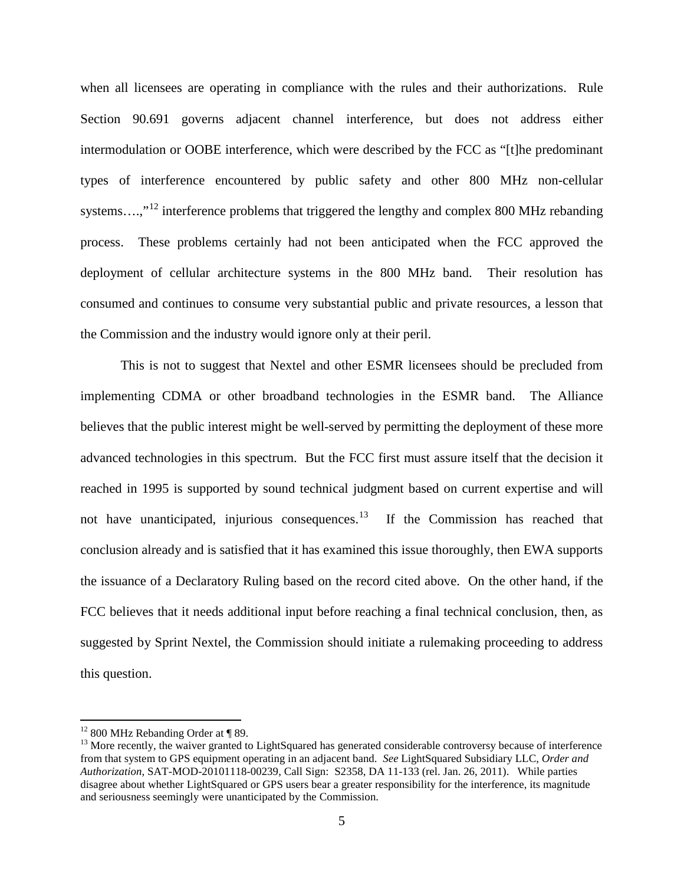when all licensees are operating in compliance with the rules and their authorizations. Rule Section 90.691 governs adjacent channel interference, but does not address either intermodulation or OOBE interference, which were described by the FCC as "[t]he predominant types of interference encountered by public safety and other 800 MHz non-cellular systems….,"[12] interference problems that triggered the lengthy and complex 800 MHz rebanding process. These problems certainly had not been anticipated when the FCC approved the deployment of cellular architecture systems in the 800 MHz band. Their resolution has consumed and continues to consume very substantial public and private resources, a lesson that the Commission and the industry would ignore only at their peril.

This is not to suggest that Nextel and other ESMR licensees should be precluded from implementing CDMA or other broadband technologies in the ESMR band. The Alliance believes that the public interest might be well-served by permitting the deployment of these more advanced technologies in this spectrum. But the FCC first must assure itself that the decision it reached in 1995 is supported by sound technical judgment based on current expertise and will not have unanticipated, injurious consequences.[13] If the Commission has reached that conclusion already and is satisfied that it has examined this issue thoroughly, then EWA supports the issuance of a Declaratory Ruling based on the record cited above. On the other hand, if the FCC believes that it needs additional input before reaching a final technical conclusion, then, as suggested by Sprint Nextel, the Commission should initiate a rulemaking proceeding to address this question.

---

[12] 800 MHz Rebanding Order at ¶ 89.

[13] More recently, the waiver granted to LightSquared has generated considerable controversy because of interference from that system to GPS equipment operating in an adjacent band. *See* LightSquared Subsidiary LLC, *Order and Authorization,* SAT-MOD-20101118-00239, Call Sign: S2358, DA 11-133 (rel. Jan. 26, 2011). While parties disagree about whether LightSquared or GPS users bear a greater responsibility for the interference, its magnitude and seriousness seemingly were unanticipated by the Commission.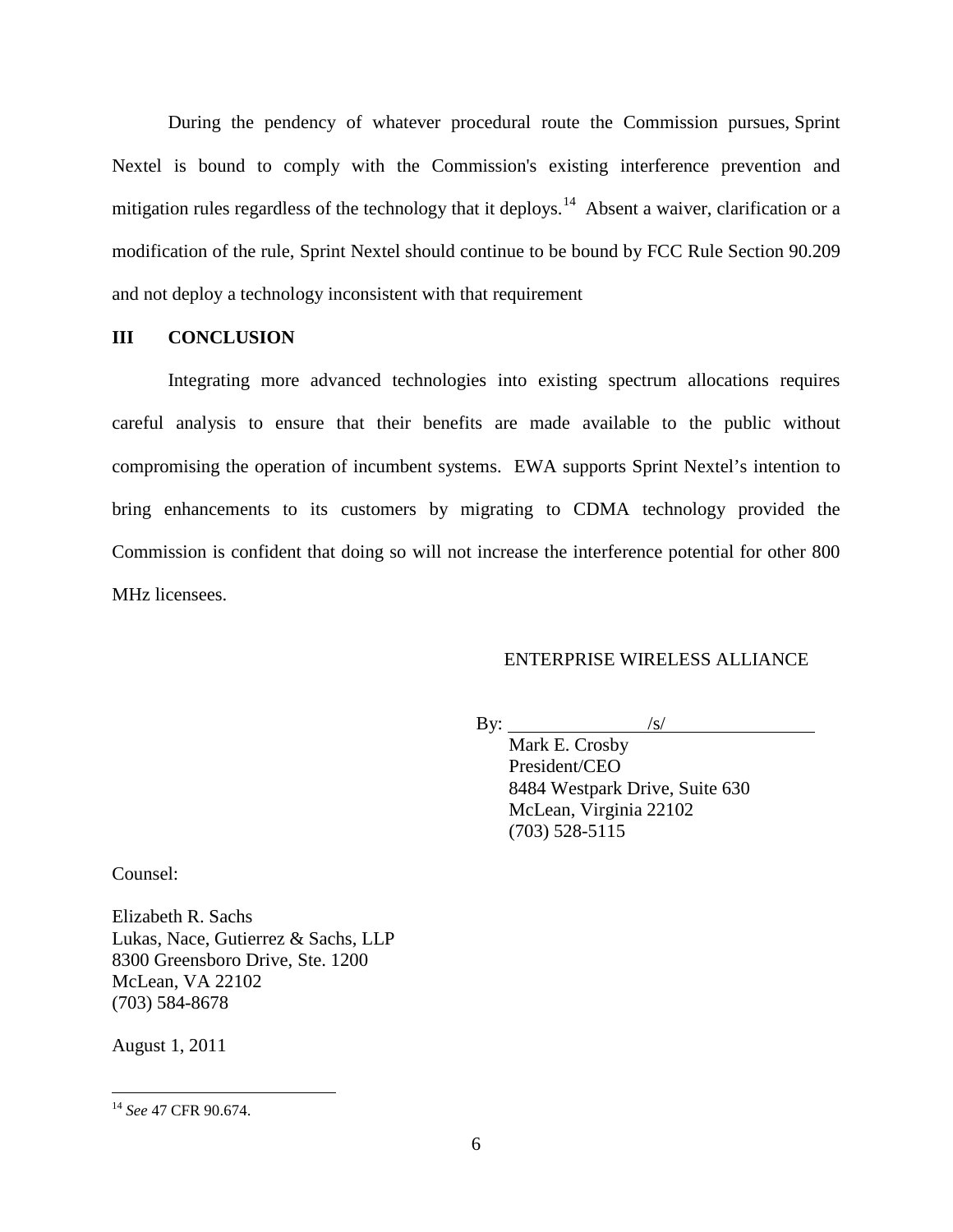During the pendency of whatever procedural route the Commission pursues, Sprint Nextel is bound to comply with the Commission's existing interference prevention and mitigation rules regardless of the technology that it deploys.[14] Absent a waiver, clarification or a modification of the rule, Sprint Nextel should continue to be bound by FCC Rule Section 90.209 and not deploy a technology inconsistent with that requirement

## III CONCLUSION

Integrating more advanced technologies into existing spectrum allocations requires careful analysis to ensure that their benefits are made available to the public without compromising the operation of incumbent systems. EWA supports Sprint Nextel's intention to bring enhancements to its customers by migrating to CDMA technology provided the Commission is confident that doing so will not increase the interference potential for other 800 MHz licensees.

ENTERPRISE WIRELESS ALLIANCE

By: /s/

Mark E. Crosby
President/CEO
8484 Westpark Drive, Suite 630
McLean, Virginia 22102
(703) 528-5115

Counsel:

Elizabeth R. Sachs
Lukas, Nace, Gutierrez & Sachs, LLP
8300 Greensboro Drive, Ste. 1200
McLean, VA 22102
(703) 584-8678

August 1, 2011

---

[14] *See* 47 CFR 90.674.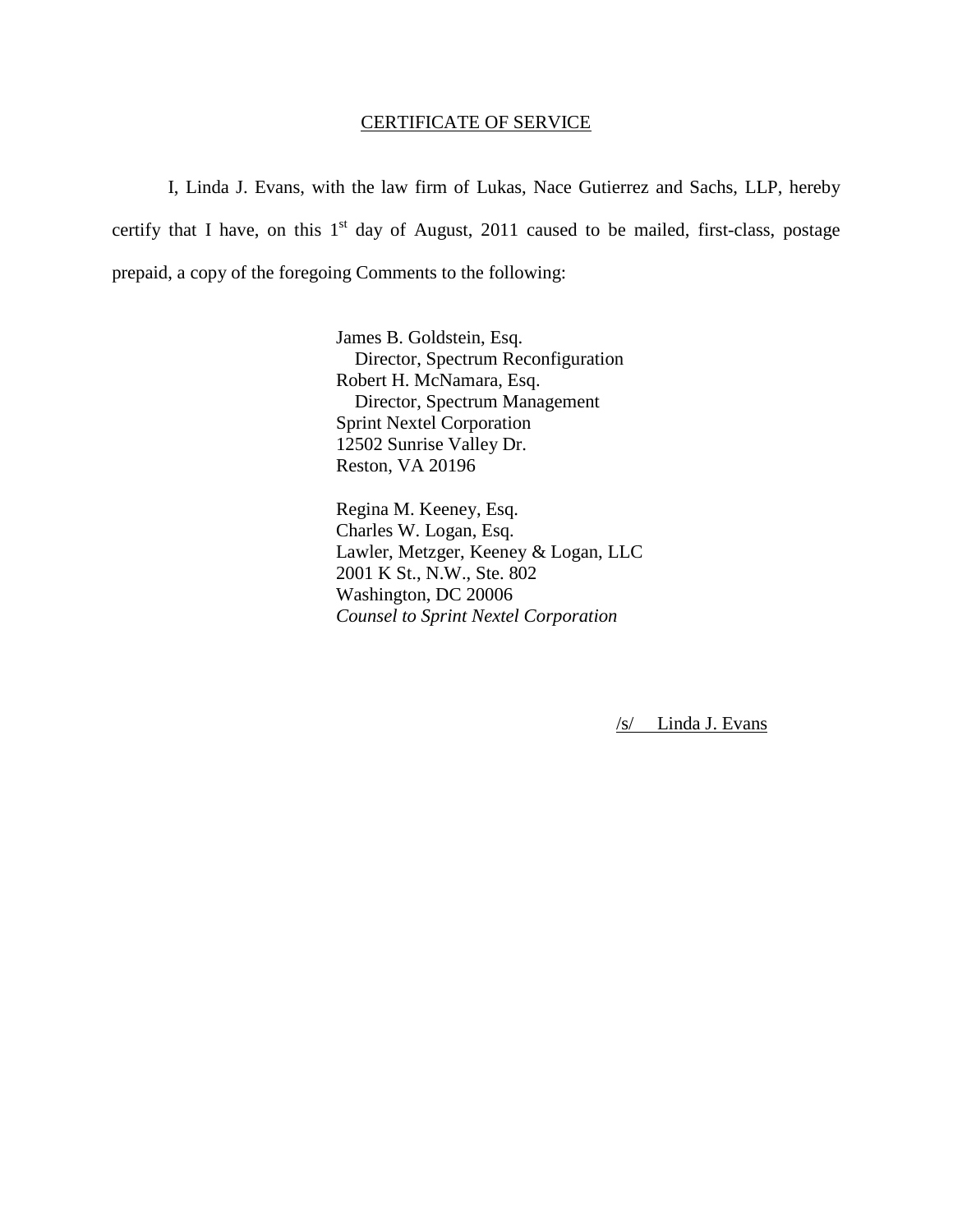## CERTIFICATE OF SERVICE

I, Linda J. Evans, with the law firm of Lukas, Nace Gutierrez and Sachs, LLP, hereby certify that I have, on this 1st day of August, 2011 caused to be mailed, first-class, postage prepaid, a copy of the foregoing Comments to the following:

James B. Goldstein, Esq.
  Director, Spectrum Reconfiguration
Robert H. McNamara, Esq.
  Director, Spectrum Management
Sprint Nextel Corporation
12502 Sunrise Valley Dr.
Reston, VA 20196

Regina M. Keeney, Esq.
Charles W. Logan, Esq.
Lawler, Metzger, Keeney & Logan, LLC
2001 K St., N.W., Ste. 802
Washington, DC 20006
*Counsel to Sprint Nextel Corporation*

/s/ Linda J. Evans